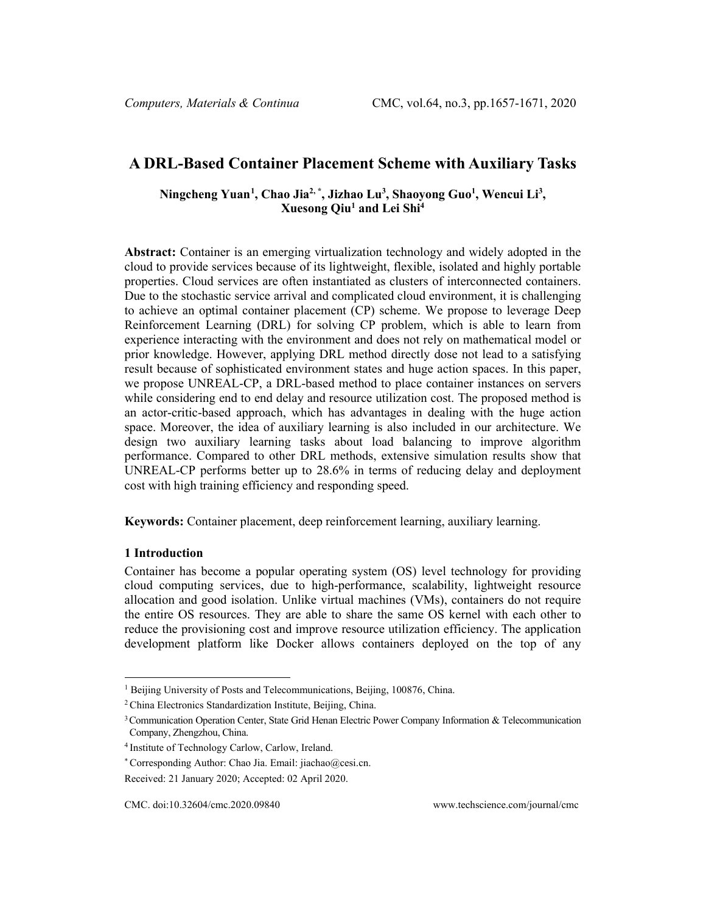# A DRL-Based Container Placement Scheme with Auxiliary Tasks

**Ningcheng Yuan[1], Chao Jia[2,*], Jizhao Lu[3], Shaoyong Guo[1], Wencui Li[3], Xuesong Qiu[1] and Lei Shi[4]**

**Abstract:** Container is an emerging virtualization technology and widely adopted in the cloud to provide services because of its lightweight, flexible, isolated and highly portable properties. Cloud services are often instantiated as clusters of interconnected containers. Due to the stochastic service arrival and complicated cloud environment, it is challenging to achieve an optimal container placement (CP) scheme. We propose to leverage Deep Reinforcement Learning (DRL) for solving CP problem, which is able to learn from experience interacting with the environment and does not rely on mathematical model or prior knowledge. However, applying DRL method directly dose not lead to a satisfying result because of sophisticated environment states and huge action spaces. In this paper, we propose UNREAL-CP, a DRL-based method to place container instances on servers while considering end to end delay and resource utilization cost. The proposed method is an actor-critic-based approach, which has advantages in dealing with the huge action space. Moreover, the idea of auxiliary learning is also included in our architecture. We design two auxiliary learning tasks about load balancing to improve algorithm performance. Compared to other DRL methods, extensive simulation results show that UNREAL-CP performs better up to 28.6% in terms of reducing delay and deployment cost with high training efficiency and responding speed.

**Keywords:** Container placement, deep reinforcement learning, auxiliary learning.

## 1 Introduction

Container has become a popular operating system (OS) level technology for providing cloud computing services, due to high-performance, scalability, lightweight resource allocation and good isolation. Unlike virtual machines (VMs), containers do not require the entire OS resources. They are able to share the same OS kernel with each other to reduce the provisioning cost and improve resource utilization efficiency. The application development platform like Docker allows containers deployed on the top of any

---

[1] Beijing University of Posts and Telecommunications, Beijing, 100876, China.

[2] China Electronics Standardization Institute, Beijing, China.

[3] Communication Operation Center, State Grid Henan Electric Power Company Information & Telecommunication Company, Zhengzhou, China.

[4] Institute of Technology Carlow, Carlow, Ireland.

[*] Corresponding Author: Chao Jia. Email: jiachao@cesi.cn.

Received: 21 January 2020; Accepted: 02 April 2020.

CMC. doi:10.32604/cmc.2020.09840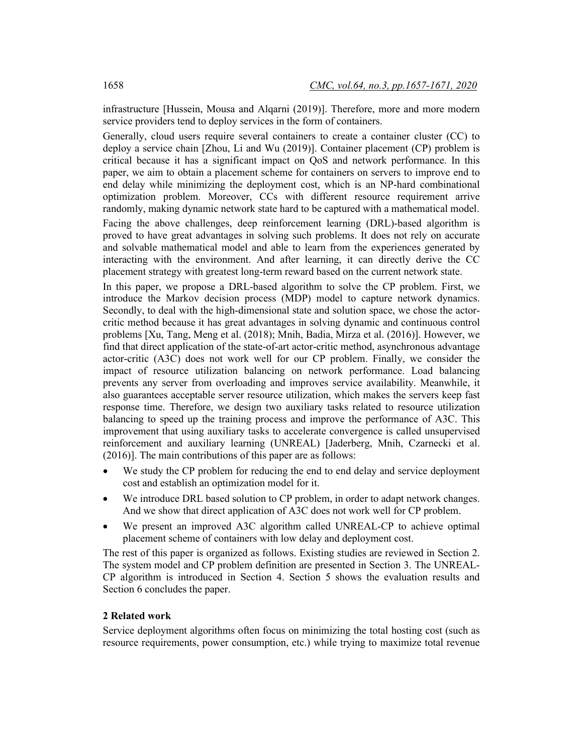infrastructure [Hussein, Mousa and Alqarni (2019)]. Therefore, more and more modern service providers tend to deploy services in the form of containers.

Generally, cloud users require several containers to create a container cluster (CC) to deploy a service chain [Zhou, Li and Wu (2019)]. Container placement (CP) problem is critical because it has a significant impact on QoS and network performance. In this paper, we aim to obtain a placement scheme for containers on servers to improve end to end delay while minimizing the deployment cost, which is an NP-hard combinational optimization problem. Moreover, CCs with different resource requirement arrive randomly, making dynamic network state hard to be captured with a mathematical model.

Facing the above challenges, deep reinforcement learning (DRL)-based algorithm is proved to have great advantages in solving such problems. It does not rely on accurate and solvable mathematical model and able to learn from the experiences generated by interacting with the environment. And after learning, it can directly derive the CC placement strategy with greatest long-term reward based on the current network state.

In this paper, we propose a DRL-based algorithm to solve the CP problem. First, we introduce the Markov decision process (MDP) model to capture network dynamics. Secondly, to deal with the high-dimensional state and solution space, we chose the actor-critic method because it has great advantages in solving dynamic and continuous control problems [Xu, Tang, Meng et al. (2018); Mnih, Badia, Mirza et al. (2016)]. However, we find that direct application of the state-of-art actor-critic method, asynchronous advantage actor-critic (A3C) does not work well for our CP problem. Finally, we consider the impact of resource utilization balancing on network performance. Load balancing prevents any server from overloading and improves service availability. Meanwhile, it also guarantees acceptable server resource utilization, which makes the servers keep fast response time. Therefore, we design two auxiliary tasks related to resource utilization balancing to speed up the training process and improve the performance of A3C. This improvement that using auxiliary tasks to accelerate convergence is called unsupervised reinforcement and auxiliary learning (UNREAL) [Jaderberg, Mnih, Czarnecki et al. (2016)]. The main contributions of this paper are as follows:

- We study the CP problem for reducing the end to end delay and service deployment cost and establish an optimization model for it.
- We introduce DRL based solution to CP problem, in order to adapt network changes. And we show that direct application of A3C does not work well for CP problem.
- We present an improved A3C algorithm called UNREAL-CP to achieve optimal placement scheme of containers with low delay and deployment cost.

The rest of this paper is organized as follows. Existing studies are reviewed in Section 2. The system model and CP problem definition are presented in Section 3. The UNREAL-CP algorithm is introduced in Section 4. Section 5 shows the evaluation results and Section 6 concludes the paper.

## 2 Related work

Service deployment algorithms often focus on minimizing the total hosting cost (such as resource requirements, power consumption, etc.) while trying to maximize total revenue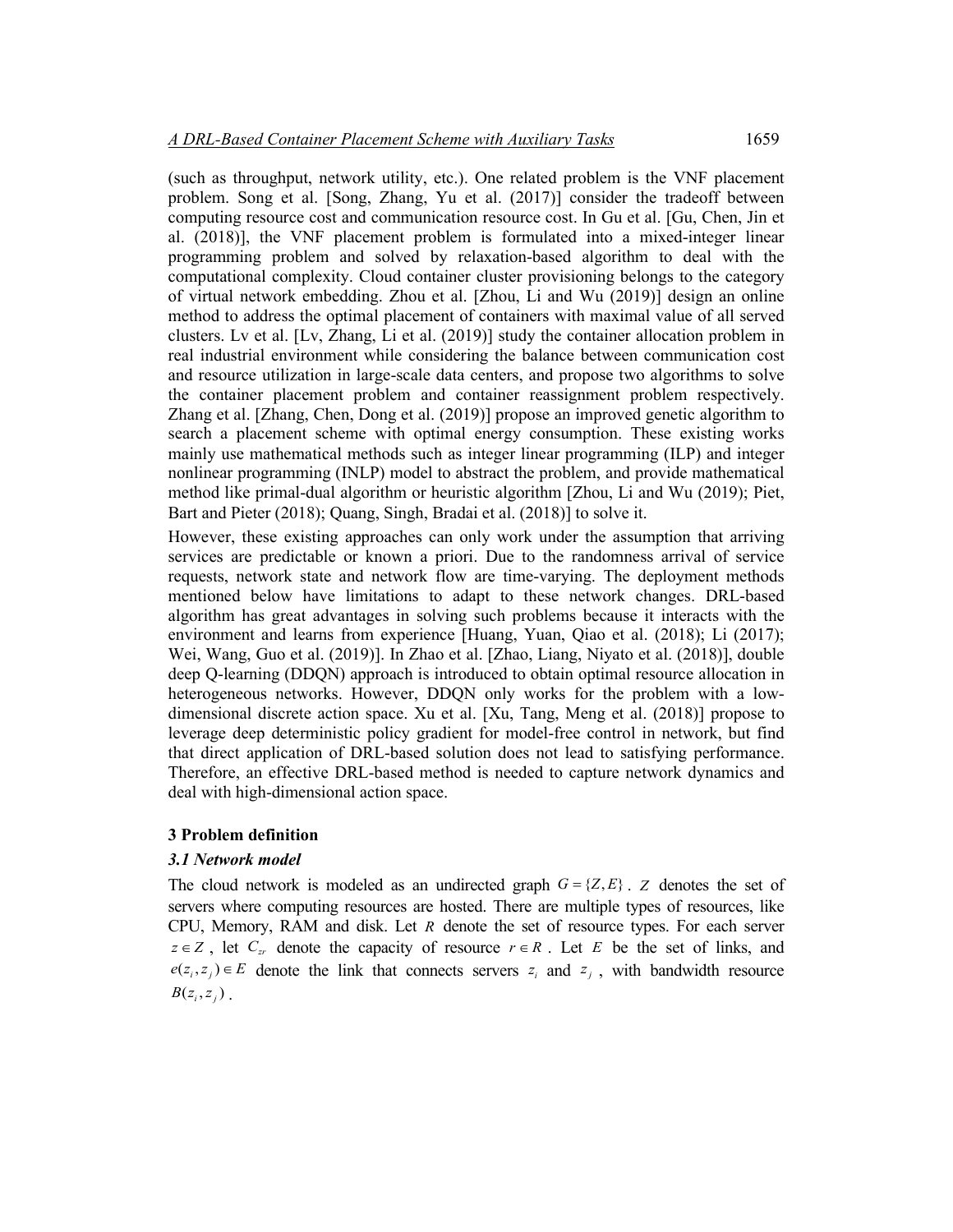(such as throughput, network utility, etc.). One related problem is the VNF placement problem. Song et al. [Song, Zhang, Yu et al. (2017)] consider the tradeoff between computing resource cost and communication resource cost. In Gu et al. [Gu, Chen, Jin et al. (2018)], the VNF placement problem is formulated into a mixed-integer linear programming problem and solved by relaxation-based algorithm to deal with the computational complexity. Cloud container cluster provisioning belongs to the category of virtual network embedding. Zhou et al. [Zhou, Li and Wu (2019)] design an online method to address the optimal placement of containers with maximal value of all served clusters. Lv et al. [Lv, Zhang, Li et al. (2019)] study the container allocation problem in real industrial environment while considering the balance between communication cost and resource utilization in large-scale data centers, and propose two algorithms to solve the container placement problem and container reassignment problem respectively. Zhang et al. [Zhang, Chen, Dong et al. (2019)] propose an improved genetic algorithm to search a placement scheme with optimal energy consumption. These existing works mainly use mathematical methods such as integer linear programming (ILP) and integer nonlinear programming (INLP) model to abstract the problem, and provide mathematical method like primal-dual algorithm or heuristic algorithm [Zhou, Li and Wu (2019); Piet, Bart and Pieter (2018); Quang, Singh, Bradai et al. (2018)] to solve it.

However, these existing approaches can only work under the assumption that arriving services are predictable or known a priori. Due to the randomness arrival of service requests, network state and network flow are time-varying. The deployment methods mentioned below have limitations to adapt to these network changes. DRL-based algorithm has great advantages in solving such problems because it interacts with the environment and learns from experience [Huang, Yuan, Qiao et al. (2018); Li (2017); Wei, Wang, Guo et al. (2019)]. In Zhao et al. [Zhao, Liang, Niyato et al. (2018)], double deep Q-learning (DDQN) approach is introduced to obtain optimal resource allocation in heterogeneous networks. However, DDQN only works for the problem with a low-dimensional discrete action space. Xu et al. [Xu, Tang, Meng et al. (2018)] propose to leverage deep deterministic policy gradient for model-free control in network, but find that direct application of DRL-based solution does not lead to satisfying performance. Therefore, an effective DRL-based method is needed to capture network dynamics and deal with high-dimensional action space.

## 3 Problem definition

### *3.1 Network model*

The cloud network is modeled as an undirected graph $G = \{Z, E\}$. $Z$ denotes the set of servers where computing resources are hosted. There are multiple types of resources, like CPU, Memory, RAM and disk. Let $R$ denote the set of resource types. For each server $z \in Z$, let $C_{zr}$ denote the capacity of resource $r \in R$. Let $E$ be the set of links, and $e(z_i, z_j) \in E$ denote the link that connects servers $z_i$ and $z_j$, with bandwidth resource $B(z_i, z_j)$.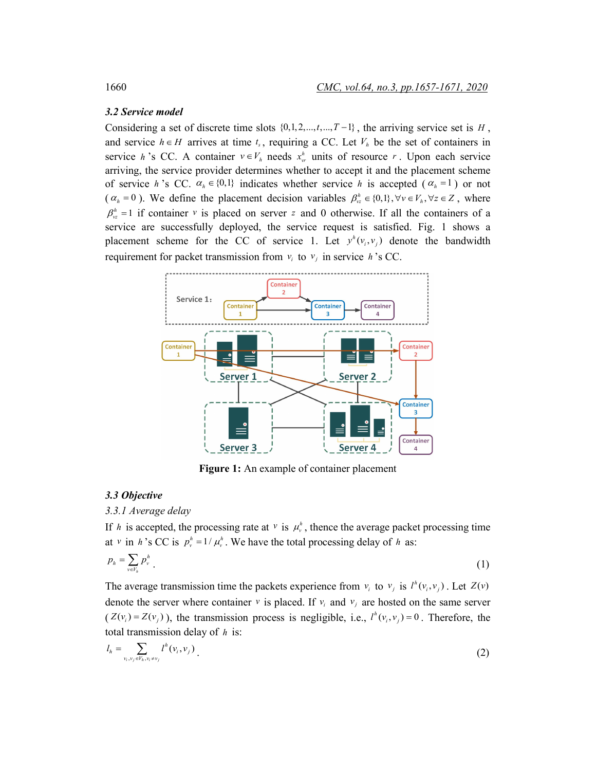### 3.2 Service model

Considering a set of discrete time slots $\{0,1,2,...,t,...,T-1\}$, the arriving service set is $H$, and service $h \in H$ arrives at time $t_s$, requiring a CC. Let $V_h$ be the set of containers in service $h$'s CC. A container $v \in V_h$ needs $x_{vr}^h$ units of resource $r$. Upon each service arriving, the service provider determines whether to accept it and the placement scheme of service $h$'s CC. $\alpha_h \in \{0,1\}$ indicates whether service $h$ is accepted ($\alpha_h = 1$) or not ($\alpha_h = 0$). We define the placement decision variables $\beta_{vz}^h \in \{0,1\}, \forall v \in V_h, \forall z \in Z$, where $\beta_{vz}^h = 1$ if container $v$ is placed on server $z$ and 0 otherwise. If all the containers of a service are successfully deployed, the service request is satisfied. Fig. 1 shows a placement scheme for the CC of service 1. Let $y^h(v_i, v_j)$ denote the bandwidth requirement for packet transmission from $v_i$ to $v_j$ in service $h$'s CC.

**Figure 1:** An example of container placement

### 3.3 Objective

*3.3.1 Average delay*

If $h$ is accepted, the processing rate at $v$ is $\mu_v^h$, thence the average packet processing time at $v$ in $h$'s CC is $p_v^h = 1/\mu_v^h$. We have the total processing delay of $h$ as:

$$p_h = \sum_{v \in V_h} p_v^h. \tag{1}$$

The average transmission time the packets experience from $v_i$ to $v_j$ is $l^h(v_i, v_j)$. Let $Z(v)$ denote the server where container $v$ is placed. If $v_i$ and $v_j$ are hosted on the same server ($Z(v_i) = Z(v_j)$), the transmission process is negligible, i.e., $l^h(v_i, v_j) = 0$. Therefore, the total transmission delay of $h$ is:

$$l_h = \sum_{v_i, v_j \in V_h, v_i \neq v_j} l^h(v_i, v_j). \tag{2}$$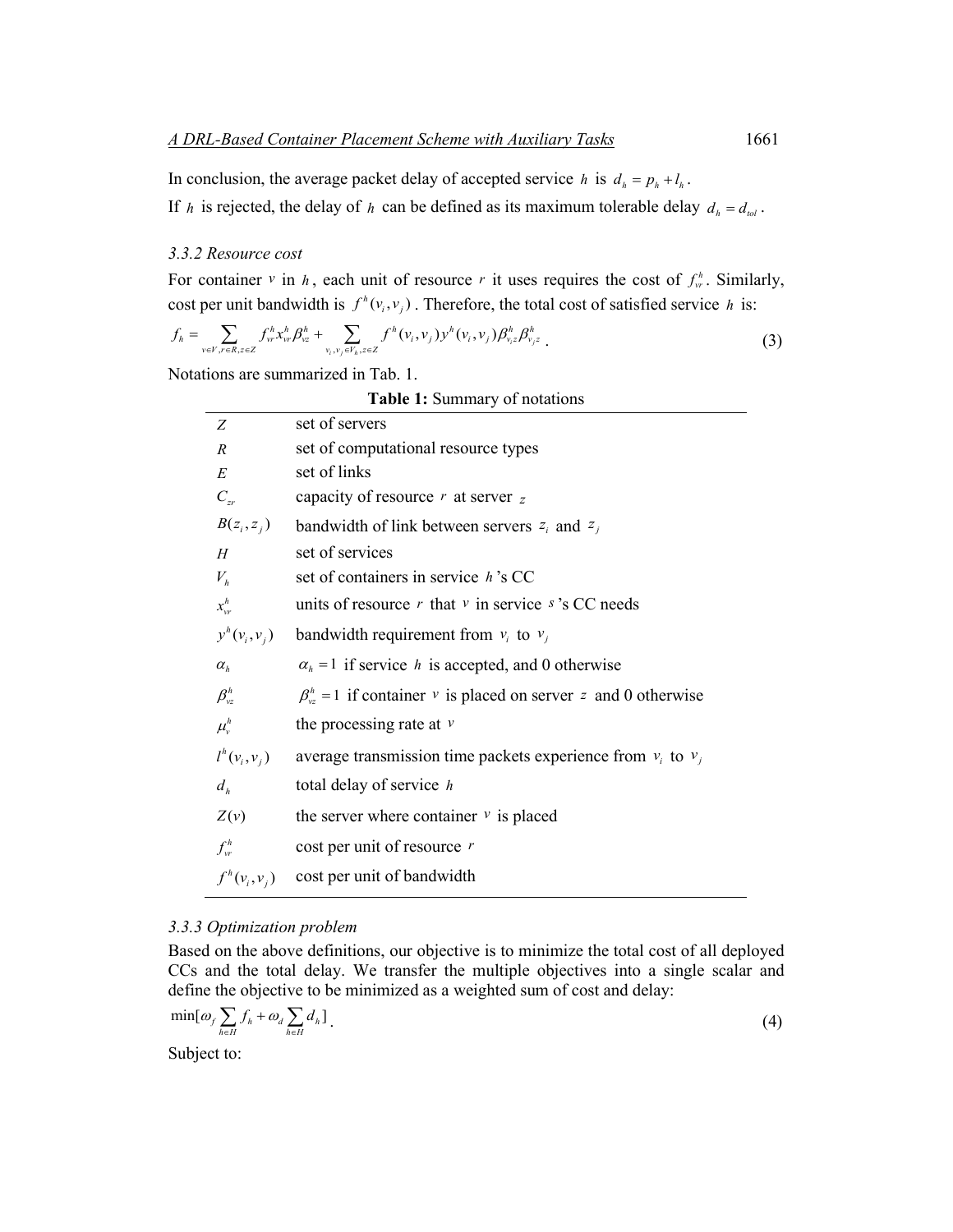In conclusion, the average packet delay of accepted service $h$ is $d_h = p_h + l_h$.

If $h$ is rejected, the delay of $h$ can be defined as its maximum tolerable delay $d_h = d_{tol}$.

### *3.3.2 Resource cost*

For container $v$ in $h$, each unit of resource $r$ it uses requires the cost of $f_{vr}^h$. Similarly, cost per unit bandwidth is $f^h(v_i, v_j)$. Therefore, the total cost of satisfied service $h$ is:

$$f_h = \sum_{v \in V, r \in R, z \in Z} f_{vr}^h x_{vr}^h \beta_{vz}^h + \sum_{v_i, v_j \in V_h, z \in Z} f^h(v_i, v_j) y^h(v_i, v_j) \beta_{v_i z}^h \beta_{v_j z}^h \tag{3}$$

Notations are summarized in Tab. 1.

**Table 1:** Summary of notations

| | |
|---|---|
| $Z$ | set of servers |
| $R$ | set of computational resource types |
| $E$ | set of links |
| $C_{zr}$ | capacity of resource $r$ at server $z$ |
| $B(z_i, z_j)$ | bandwidth of link between servers $z_i$ and $z_j$ |
| $H$ | set of services |
| $V_h$ | set of containers in service $h$'s CC |
| $x_{vr}^h$ | units of resource $r$ that $v$ in service $s$'s CC needs |
| $y^h(v_i, v_j)$ | bandwidth requirement from $v_i$ to $v_j$ |
| $\alpha_h$ | $\alpha_h = 1$ if service $h$ is accepted, and 0 otherwise |
| $\beta_{vz}^h$ | $\beta_{vz}^h = 1$ if container $v$ is placed on server $z$ and 0 otherwise |
| $\mu_v^h$ | the processing rate at $v$ |
| $l^h(v_i, v_j)$ | average transmission time packets experience from $v_i$ to $v_j$ |
| $d_h$ | total delay of service $h$ |
| $Z(v)$ | the server where container $v$ is placed |
| $f_{vr}^h$ | cost per unit of resource $r$ |
| $f^h(v_i, v_j)$ | cost per unit of bandwidth |

### *3.3.3 Optimization problem*

Based on the above definitions, our objective is to minimize the total cost of all deployed CCs and the total delay. We transfer the multiple objectives into a single scalar and define the objective to be minimized as a weighted sum of cost and delay:

$$\min[\omega_f \sum_{h \in H} f_h + \omega_d \sum_{h \in H} d_h] \tag{4}$$

Subject to: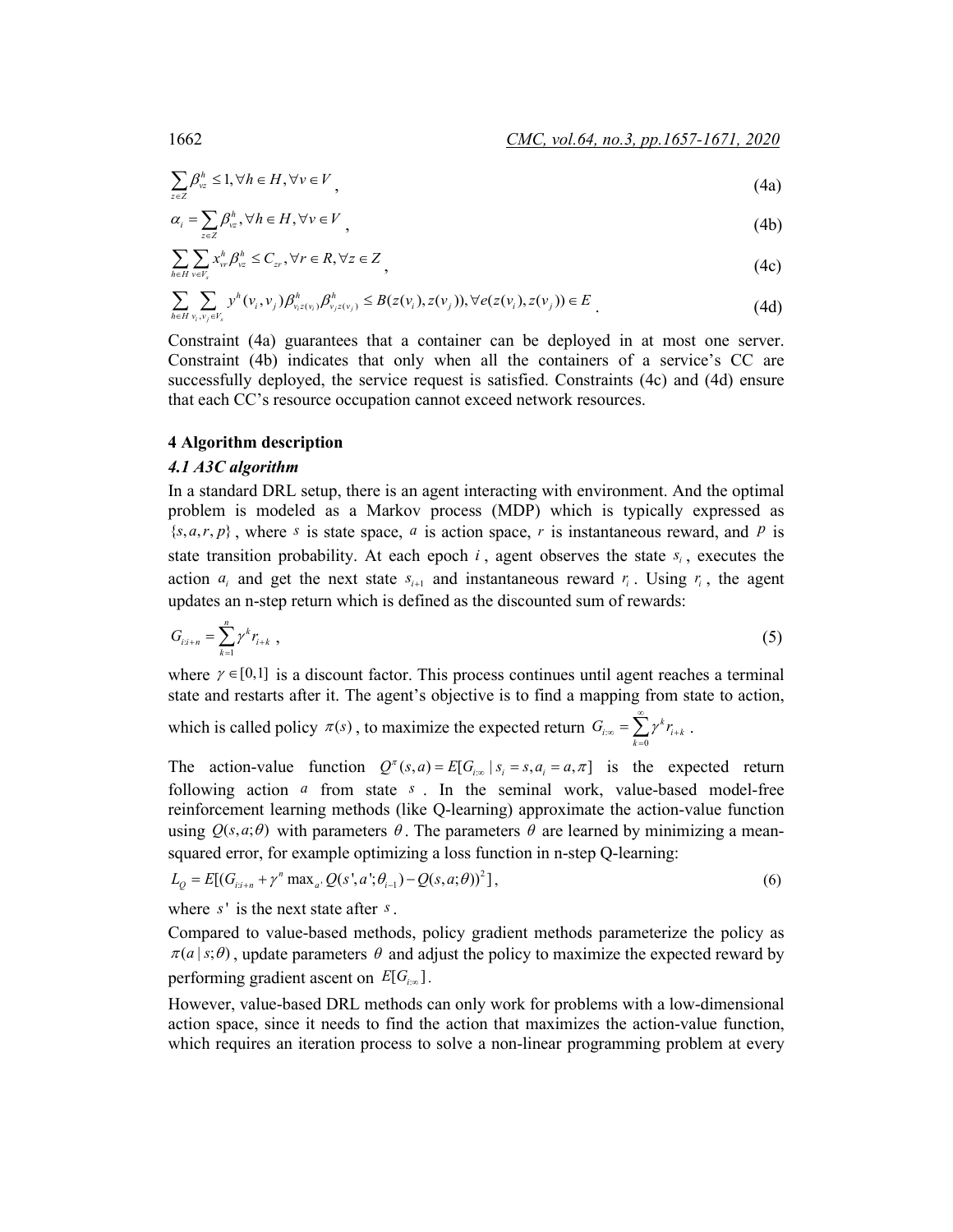$$\sum_{z \in Z} \beta_{vz}^{h} \le 1, \forall h \in H, \forall v \in V, \tag{4a}$$

$$\alpha_i = \sum_{z \in Z} \beta_{vz}^{h}, \forall h \in H, \forall v \in V, \tag{4b}$$

$$\sum_{h \in H} \sum_{v \in V_s} x_{vr}^{h} \beta_{vz}^{h} \le C_{zr}, \forall r \in R, \forall z \in Z, \tag{4c}$$

$$\sum_{h \in H} \sum_{v_i, v_j \in V_s} y^{h}(v_i, v_j) \beta_{v_i z(v_i)}^{h} \beta_{v_j z(v_j)}^{h} \le B(z(v_i), z(v_j)), \forall e(z(v_i), z(v_j)) \in E. \tag{4d}$$

Constraint (4a) guarantees that a container can be deployed in at most one server. Constraint (4b) indicates that only when all the containers of a service's CC are successfully deployed, the service request is satisfied. Constraints (4c) and (4d) ensure that each CC's resource occupation cannot exceed network resources.

## 4 Algorithm description

### *4.1 A3C algorithm*

In a standard DRL setup, there is an agent interacting with environment. And the optimal problem is modeled as a Markov process (MDP) which is typically expressed as $\{s, a, r, p\}$, where $s$ is state space, $a$ is action space, $r$ is instantaneous reward, and $p$ is state transition probability. At each epoch $i$, agent observes the state $s_i$, executes the action $a_i$ and get the next state $s_{i+1}$ and instantaneous reward $r_i$. Using $r_i$, the agent updates an n-step return which is defined as the discounted sum of rewards:

$$G_{i:i+n} = \sum_{k=1}^{n} \gamma^k r_{i+k}, \tag{5}$$

where $\gamma \in [0,1]$ is a discount factor. This process continues until agent reaches a terminal state and restarts after it. The agent's objective is to find a mapping from state to action, which is called policy $\pi(s)$, to maximize the expected return $G_{i:\infty} = \sum_{k=0}^{\infty} \gamma^k r_{i+k}$.

The action-value function $Q^{\pi}(s,a) = E[G_{i:\infty} \mid s_i = s, a_i = a, \pi]$ is the expected return following action $a$ from state $s$. In the seminal work, value-based model-free reinforcement learning methods (like Q-learning) approximate the action-value function using $Q(s,a;\theta)$ with parameters $\theta$. The parameters $\theta$ are learned by minimizing a mean-squared error, for example optimizing a loss function in n-step Q-learning:

$$L_Q = E[(G_{i:i+n} + \gamma^n \max_{a'} Q(s', a'; \theta_{i-1}) - Q(s, a; \theta))^2], \tag{6}$$

where $s'$ is the next state after $s$.

Compared to value-based methods, policy gradient methods parameterize the policy as $\pi(a \mid s; \theta)$, update parameters $\theta$ and adjust the policy to maximize the expected reward by performing gradient ascent on $E[G_{i:\infty}]$.

However, value-based DRL methods can only work for problems with a low-dimensional action space, since it needs to find the action that maximizes the action-value function, which requires an iteration process to solve a non-linear programming problem at every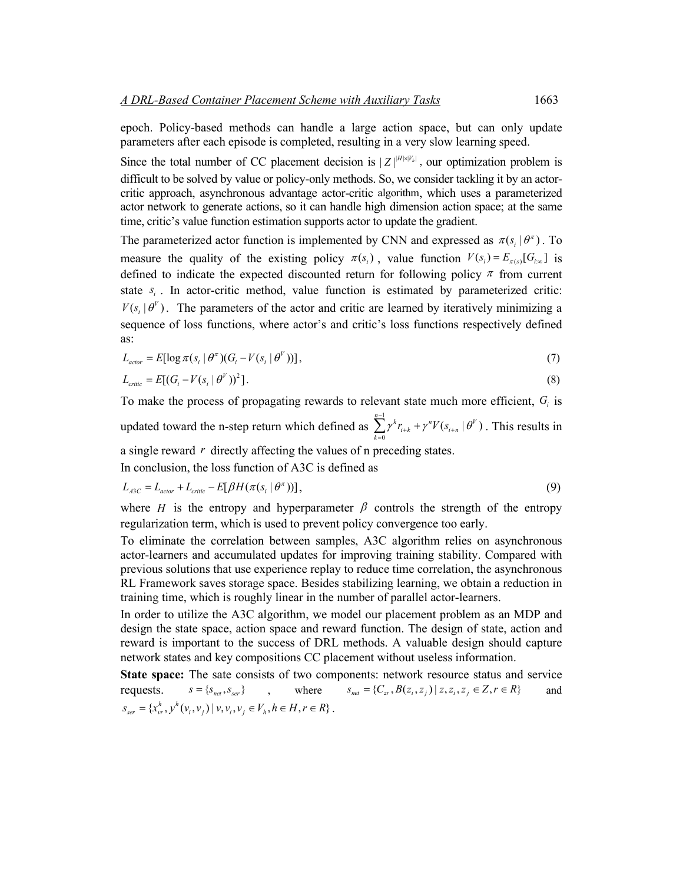epoch. Policy-based methods can handle a large action space, but can only update parameters after each episode is completed, resulting in a very slow learning speed.

Since the total number of CC placement decision is $|Z|^{|H|\times|V_h|}$, our optimization problem is difficult to be solved by value or policy-only methods. So, we consider tackling it by an actor-critic approach, asynchronous advantage actor-critic algorithm, which uses a parameterized actor network to generate actions, so it can handle high dimension action space; at the same time, critic's value function estimation supports actor to update the gradient.

The parameterized actor function is implemented by CNN and expressed as $\pi(s_i \mid \theta^{\pi})$. To measure the quality of the existing policy $\pi(s_i)$, value function $V(s_i) = E_{\pi(s)}[G_{i:\infty}]$ is defined to indicate the expected discounted return for following policy $\pi$ from current state $s_i$. In actor-critic method, value function is estimated by parameterized critic: $V(s_i \mid \theta^V)$. The parameters of the actor and critic are learned by iteratively minimizing a sequence of loss functions, where actor's and critic's loss functions respectively defined as:

$$L_{actor} = E[\log \pi(s_i \mid \theta^{\pi})(G_i - V(s_i \mid \theta^V))], \tag{7}$$

$$L_{critic} = E[(G_i - V(s_i \mid \theta^V))^2]. \tag{8}$$

To make the process of propagating rewards to relevant state much more efficient, $G_i$ is updated toward the n-step return which defined as $\sum_{k=0}^{n-1} \gamma^k r_{i+k} + \gamma^n V(s_{i+n} \mid \theta^V)$. This results in a single reward $r$ directly affecting the values of n preceding states.

In conclusion, the loss function of A3C is defined as

$$L_{A3C} = L_{actor} + L_{critic} - E[\beta H(\pi(s_i \mid \theta^{\pi}))], \tag{9}$$

where $H$ is the entropy and hyperparameter $\beta$ controls the strength of the entropy regularization term, which is used to prevent policy convergence too early.

To eliminate the correlation between samples, A3C algorithm relies on asynchronous actor-learners and accumulated updates for improving training stability. Compared with previous solutions that use experience replay to reduce time correlation, the asynchronous RL Framework saves storage space. Besides stabilizing learning, we obtain a reduction in training time, which is roughly linear in the number of parallel actor-learners.

In order to utilize the A3C algorithm, we model our placement problem as an MDP and design the state space, action space and reward function. The design of state, action and reward is important to the success of DRL methods. A valuable design should capture network states and key compositions CC placement without useless information.

**State space:** The sate consists of two components: network resource status and service requests. $s = \{s_{net}, s_{ser}\}$, where $s_{net} = \{C_{zr}, B(z_i, z_j) \mid z, z_i, z_j \in Z, r \in R\}$ and $s_{ser} = \{x_{vr}^h, y^h(v_i, v_j) \mid v, v_i, v_j \in V_h, h \in H, r \in R\}$.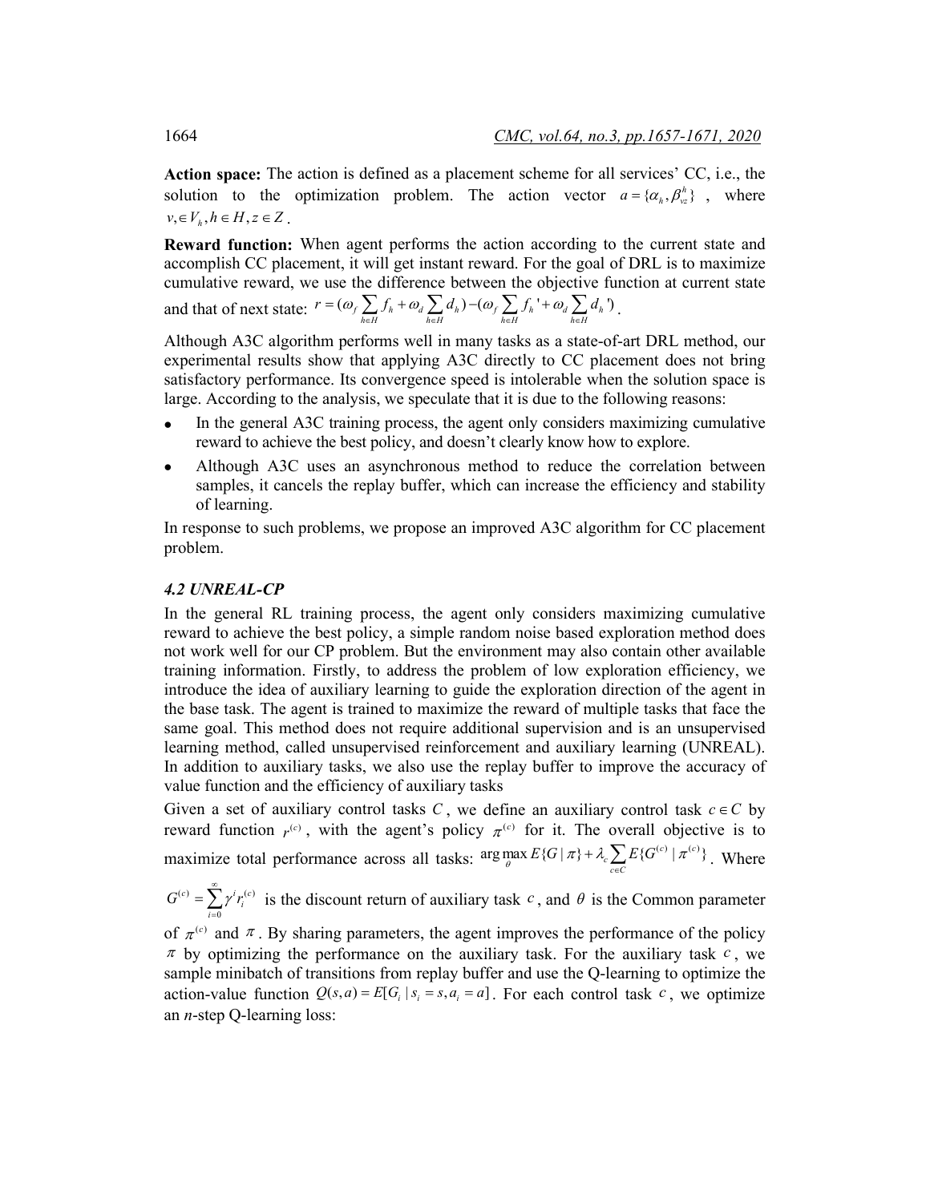**Action space:** The action is defined as a placement scheme for all services' CC, i.e., the solution to the optimization problem. The action vector $a = \{\alpha_h, \beta_{vz}^h\}$ , where $v, \in V_h, h \in H, z \in Z$.

**Reward function:** When agent performs the action according to the current state and accomplish CC placement, it will get instant reward. For the goal of DRL is to maximize cumulative reward, we use the difference between the objective function at current state and that of next state: $r = (\omega_f \sum_{h \in H} f_h + \omega_d \sum_{h \in H} d_h) - (\omega_f \sum_{h \in H} f_h{}' + \omega_d \sum_{h \in H} d_h{}')$.

Although A3C algorithm performs well in many tasks as a state-of-art DRL method, our experimental results show that applying A3C directly to CC placement does not bring satisfactory performance. Its convergence speed is intolerable when the solution space is large. According to the analysis, we speculate that it is due to the following reasons:

- In the general A3C training process, the agent only considers maximizing cumulative reward to achieve the best policy, and doesn't clearly know how to explore.
- Although A3C uses an asynchronous method to reduce the correlation between samples, it cancels the replay buffer, which can increase the efficiency and stability of learning.

In response to such problems, we propose an improved A3C algorithm for CC placement problem.

### *4.2 UNREAL-CP*

In the general RL training process, the agent only considers maximizing cumulative reward to achieve the best policy, a simple random noise based exploration method does not work well for our CP problem. But the environment may also contain other available training information. Firstly, to address the problem of low exploration efficiency, we introduce the idea of auxiliary learning to guide the exploration direction of the agent in the base task. The agent is trained to maximize the reward of multiple tasks that face the same goal. This method does not require additional supervision and is an unsupervised learning method, called unsupervised reinforcement and auxiliary learning (UNREAL). In addition to auxiliary tasks, we also use the replay buffer to improve the accuracy of value function and the efficiency of auxiliary tasks

Given a set of auxiliary control tasks $C$, we define an auxiliary control task $c \in C$ by reward function $r^{(c)}$, with the agent's policy $\pi^{(c)}$ for it. The overall objective is to maximize total performance across all tasks: $\arg\max_{\theta} E\{G \mid \pi\} + \lambda_c \sum_{c \in C} E\{G^{(c)} \mid \pi^{(c)}\}$. Where $G^{(c)} = \sum_{i=0}^{\infty} \gamma^i r_i^{(c)}$ is the discount return of auxiliary task $c$, and $\theta$ is the Common parameter of $\pi^{(c)}$ and $\pi$. By sharing parameters, the agent improves the performance of the policy $\pi$ by optimizing the performance on the auxiliary task. For the auxiliary task $c$, we sample minibatch of transitions from replay buffer and use the Q-learning to optimize the action-value function $Q(s,a) = E[G_i \mid s_i = s, a_i = a]$. For each control task $c$, we optimize an *n*-step Q-learning loss: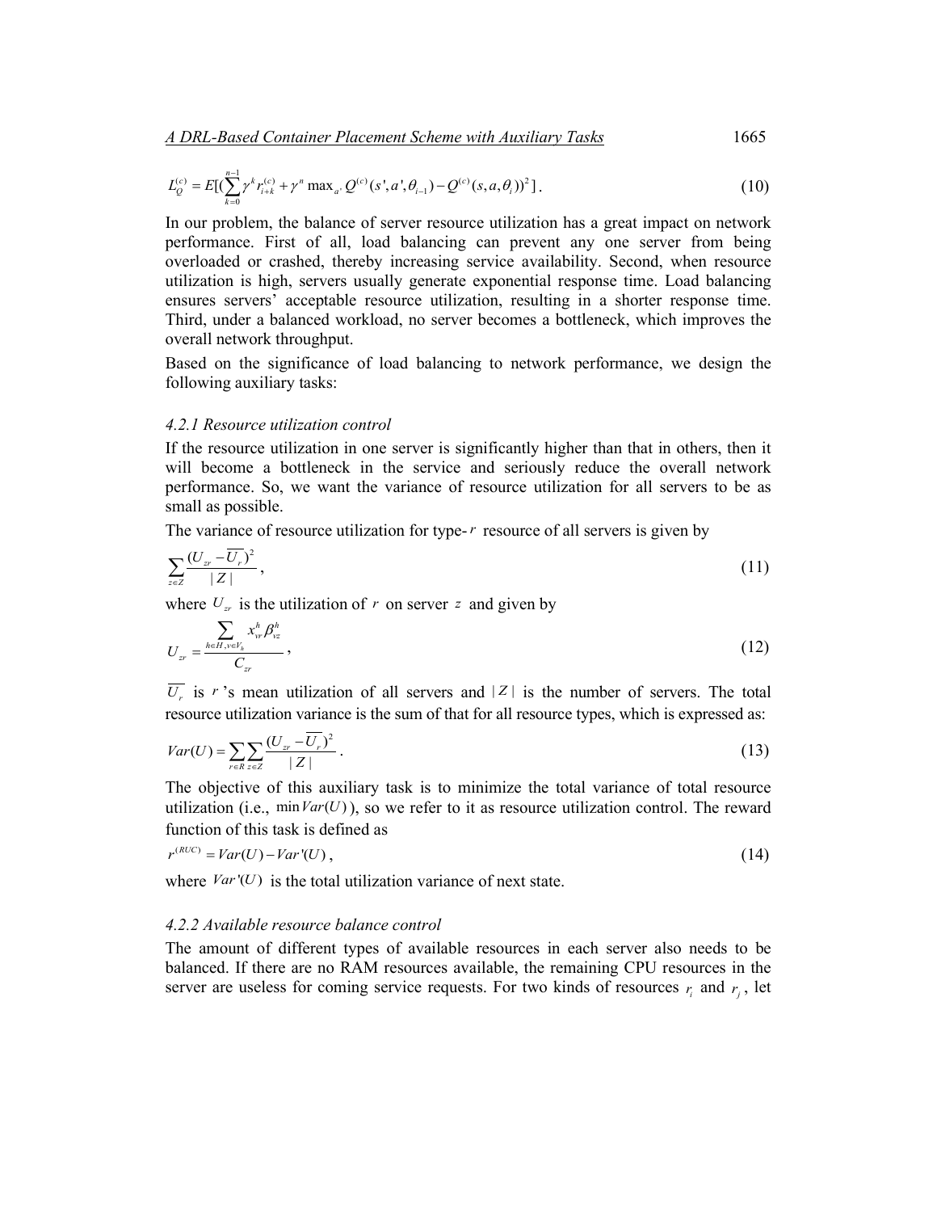$$L_Q^{(c)} = E[(\sum_{k=0}^{n-1}\gamma^k r_{i+k}^{(c)} + \gamma^n \max_{a'} Q^{(c)}(s',a',\theta_{i-1}) - Q^{(c)}(s,a,\theta_i))^2]. \tag{10}$$

In our problem, the balance of server resource utilization has a great impact on network performance. First of all, load balancing can prevent any one server from being overloaded or crashed, thereby increasing service availability. Second, when resource utilization is high, servers usually generate exponential response time. Load balancing ensures servers' acceptable resource utilization, resulting in a shorter response time. Third, under a balanced workload, no server becomes a bottleneck, which improves the overall network throughput.

Based on the significance of load balancing to network performance, we design the following auxiliary tasks:

#### *4.2.1 Resource utilization control*

If the resource utilization in one server is significantly higher than that in others, then it will become a bottleneck in the service and seriously reduce the overall network performance. So, we want the variance of resource utilization for all servers to be as small as possible.

The variance of resource utilization for type-$r$ resource of all servers is given by

$$\sum_{z\in Z}\frac{(U_{zr}-\overline{U_r})^2}{|Z|}, \tag{11}$$

where $U_{zr}$ is the utilization of $r$ on server $z$ and given by

$$U_{zr} = \frac{\sum_{h\in H, v\in V_h} x_{vr}^h \beta_{vz}^h}{C_{zr}}, \tag{12}$$

$\overline{U_r}$ is $r$'s mean utilization of all servers and $|Z|$ is the number of servers. The total resource utilization variance is the sum of that for all resource types, which is expressed as:

$$Var(U) = \sum_{r\in R}\sum_{z\in Z}\frac{(U_{zr}-\overline{U_r})^2}{|Z|}. \tag{13}$$

The objective of this auxiliary task is to minimize the total variance of total resource utilization (i.e., $\min Var(U)$), so we refer to it as resource utilization control. The reward function of this task is defined as

$$r^{(RUC)} = Var(U) - Var'(U), \tag{14}$$

where $Var'(U)$ is the total utilization variance of next state.

#### *4.2.2 Available resource balance control*

The amount of different types of available resources in each server also needs to be balanced. If there are no RAM resources available, the remaining CPU resources in the server are useless for coming service requests. For two kinds of resources $r_i$ and $r_j$, let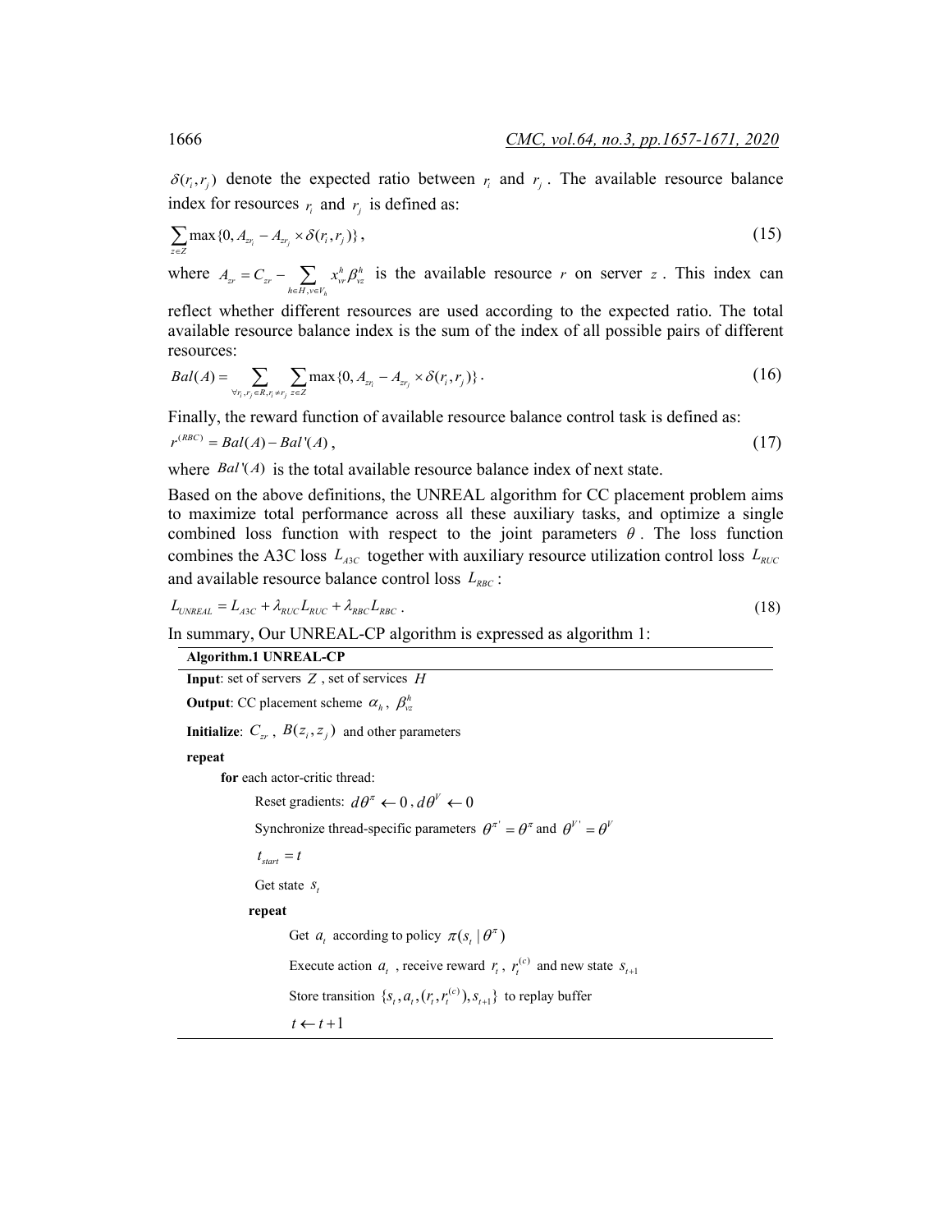$\delta(r_i, r_j)$ denote the expected ratio between $r_i$ and $r_j$. The available resource balance index for resources $r_i$ and $r_j$ is defined as:

$$\sum_{z \in Z} \max\{0, A_{zr_i} - A_{zr_j} \times \delta(r_i, r_j)\}, \tag{15}$$

where $A_{zr} = C_{zr} - \sum_{h \in H, v \in V_h} x_{vr}^h \beta_{vz}^h$ is the available resource $r$ on server $z$. This index can reflect whether different resources are used according to the expected ratio. The total available resource balance index is the sum of the index of all possible pairs of different resources:

$$Bal(A) = \sum_{\forall r_i, r_j \in R, r_i \neq r_j} \sum_{z \in Z} \max\{0, A_{zr_i} - A_{zr_j} \times \delta(r_i, r_j)\}. \tag{16}$$

Finally, the reward function of available resource balance control task is defined as:

$$r^{(RBC)} = Bal(A) - Bal'(A), \tag{17}$$

where $Bal'(A)$ is the total available resource balance index of next state.

Based on the above definitions, the UNREAL algorithm for CC placement problem aims to maximize total performance across all these auxiliary tasks, and optimize a single combined loss function with respect to the joint parameters $\theta$. The loss function combines the A3C loss $L_{A3C}$ together with auxiliary resource utilization control loss $L_{RUC}$ and available resource balance control loss $L_{RBC}$:

$$L_{UNREAL} = L_{A3C} + \lambda_{RUC} L_{RUC} + \lambda_{RBC} L_{RBC}. \tag{18}$$

In summary, Our UNREAL-CP algorithm is expressed as algorithm 1:

**Algorithm.1 UNREAL-CP**

**Input**: set of servers $Z$, set of services $H$

**Output**: CC placement scheme $\alpha_h$, $\beta_{vz}^h$

**Initialize**: $C_{zr}$, $B(z_i, z_j)$ and other parameters

**repeat**

    **for** each actor-critic thread:

        Reset gradients: $d\theta^\pi \leftarrow 0$, $d\theta^V \leftarrow 0$

        Synchronize thread-specific parameters $\theta^{\pi'} = \theta^\pi$ and $\theta^{V'} = \theta^V$

        $t_{start} = t$

        Get state $s_t$

        **repeat**

            Get $a_t$ according to policy $\pi(s_t \mid \theta^\pi)$

            Execute action $a_t$, receive reward $r_t$, $r_t^{(c)}$ and new state $s_{t+1}$

            Store transition $\{s_t, a_t, (r_t, r_t^{(c)}), s_{t+1}\}$ to replay buffer

            $t \leftarrow t + 1$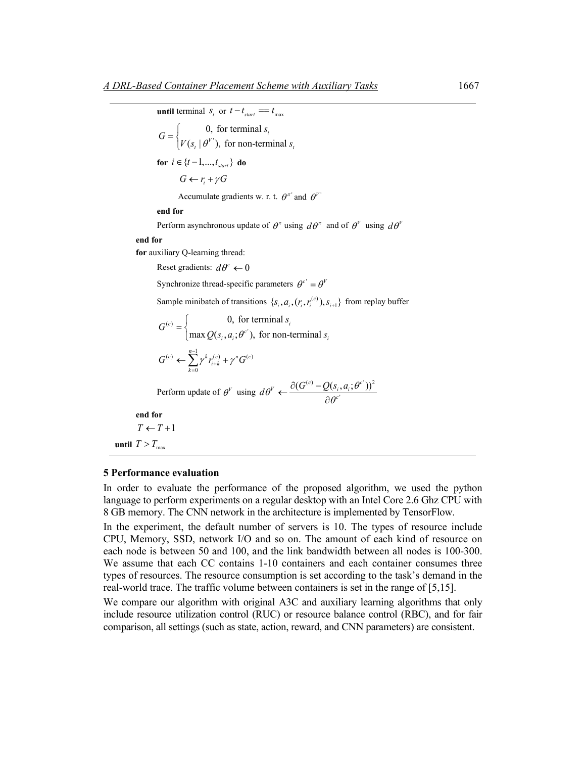**until** terminal $s_t$ or $t - t_{start} == t_{max}$

$$G = \begin{cases} 0, \text{ for terminal } s_t \\ V(s_t \mid \theta^{V'}), \text{ for non-terminal } s_t \end{cases}$$

**for** $i \in \{t-1, ..., t_{start}\}$ **do**

$G \leftarrow r_i + \gamma G$

Accumulate gradients w. r. t. $\theta^{\pi'}$ and $\theta^{V'}$

**end for**

Perform asynchronous update of $\theta^{\pi}$ using $d\theta^{\pi}$ and of $\theta^{V}$ using $d\theta^{V}$

**end for**

**for** auxiliary Q-learning thread:

Reset gradients: $d\theta^{c} \leftarrow 0$

Synchronize thread-specific parameters $\theta^{c'} = \theta^{V}$

Sample minibatch of transitions $\{s_i, a_i, (r_i, r_i^{(c)}), s_{i+1}\}$ from replay buffer

$$G^{(c)} = \begin{cases} 0, \text{ for terminal } s_i \\ \max Q(s_i, a_i; \theta^{c'}), \text{ for non-terminal } s_i \end{cases}$$

$$G^{(c)} \leftarrow \sum_{k=0}^{n-1} \gamma^k r_{i+k}^{(c)} + \gamma^n G^{(c)}$$

Perform update of $\theta^{V}$ using $d\theta^{V} \leftarrow \frac{\partial (G^{(c)} - Q(s_i, a_i; \theta^{c'}))^2}{\partial \theta^{c'}}$

**end for**

$T \leftarrow T + 1$

**until** $T > T_{max}$

## 5 Performance evaluation

In order to evaluate the performance of the proposed algorithm, we used the python language to perform experiments on a regular desktop with an Intel Core 2.6 Ghz CPU with 8 GB memory. The CNN network in the architecture is implemented by TensorFlow.

In the experiment, the default number of servers is 10. The types of resource include CPU, Memory, SSD, network I/O and so on. The amount of each kind of resource on each node is between 50 and 100, and the link bandwidth between all nodes is 100-300. We assume that each CC contains 1-10 containers and each container consumes three types of resources. The resource consumption is set according to the task's demand in the real-world trace. The traffic volume between containers is set in the range of [5,15].

We compare our algorithm with original A3C and auxiliary learning algorithms that only include resource utilization control (RUC) or resource balance control (RBC), and for fair comparison, all settings (such as state, action, reward, and CNN parameters) are consistent.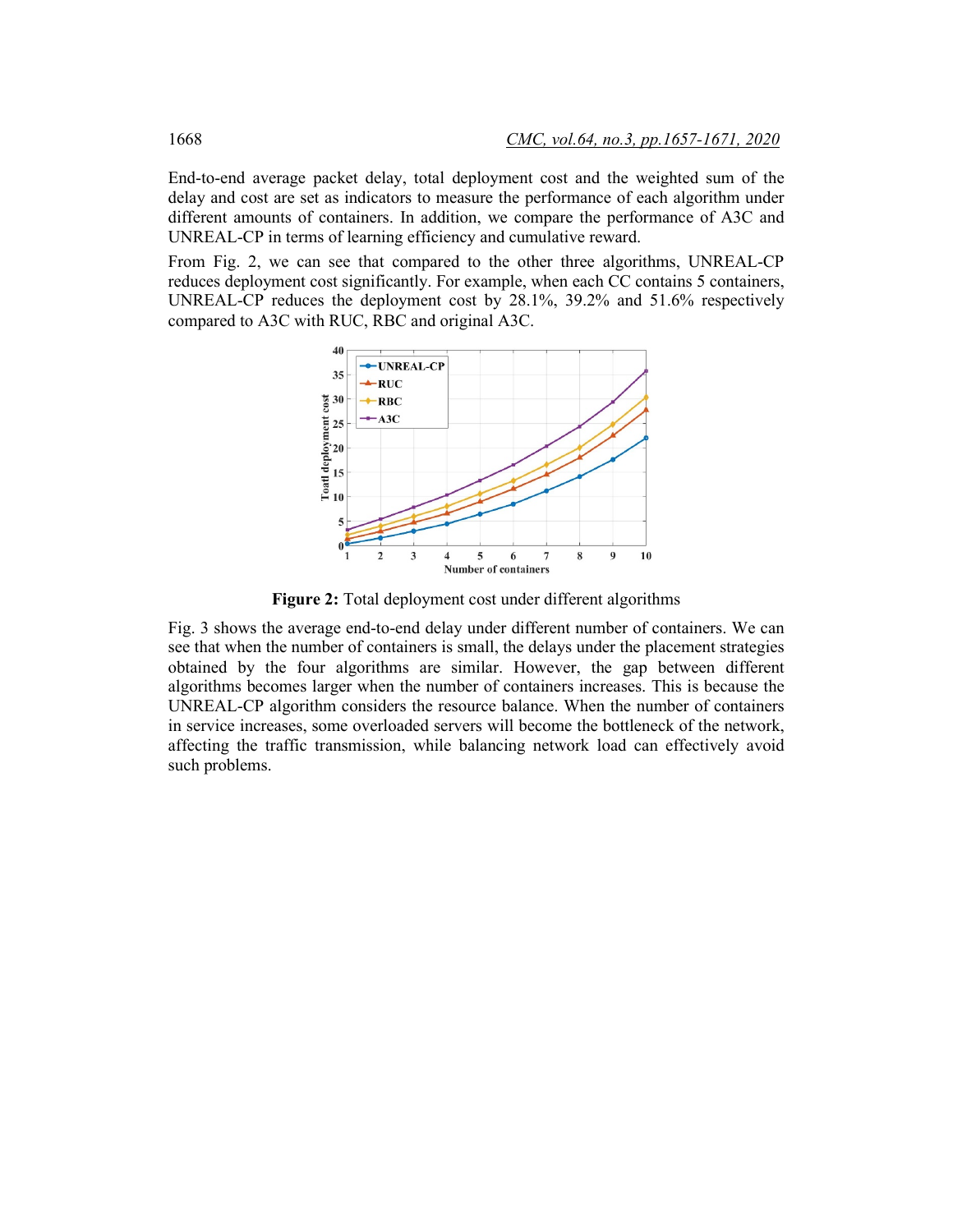End-to-end average packet delay, total deployment cost and the weighted sum of the delay and cost are set as indicators to measure the performance of each algorithm under different amounts of containers. In addition, we compare the performance of A3C and UNREAL-CP in terms of learning efficiency and cumulative reward.

From Fig. 2, we can see that compared to the other three algorithms, UNREAL-CP reduces deployment cost significantly. For example, when each CC contains 5 containers, UNREAL-CP reduces the deployment cost by 28.1%, 39.2% and 51.6% respectively compared to A3C with RUC, RBC and original A3C.

**Figure 2:** Total deployment cost under different algorithms

Fig. 3 shows the average end-to-end delay under different number of containers. We can see that when the number of containers is small, the delays under the placement strategies obtained by the four algorithms are similar. However, the gap between different algorithms becomes larger when the number of containers increases. This is because the UNREAL-CP algorithm considers the resource balance. When the number of containers in service increases, some overloaded servers will become the bottleneck of the network, affecting the traffic transmission, while balancing network load can effectively avoid such problems.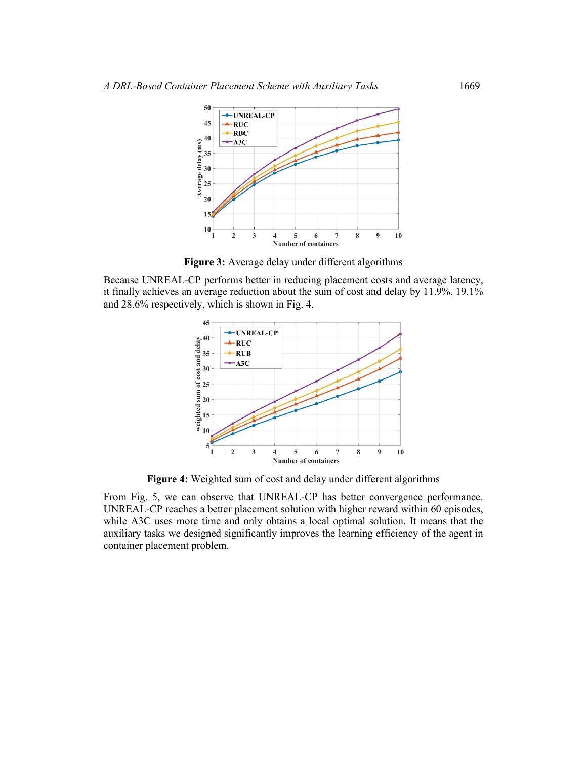**Figure 3:** Average delay under different algorithms

Because UNREAL-CP performs better in reducing placement costs and average latency, it finally achieves an average reduction about the sum of cost and delay by 11.9%, 19.1% and 28.6% respectively, which is shown in Fig. 4.

**Figure 4:** Weighted sum of cost and delay under different algorithms

From Fig. 5, we can observe that UNREAL-CP has better convergence performance. UNREAL-CP reaches a better placement solution with higher reward within 60 episodes, while A3C uses more time and only obtains a local optimal solution. It means that the auxiliary tasks we designed significantly improves the learning efficiency of the agent in container placement problem.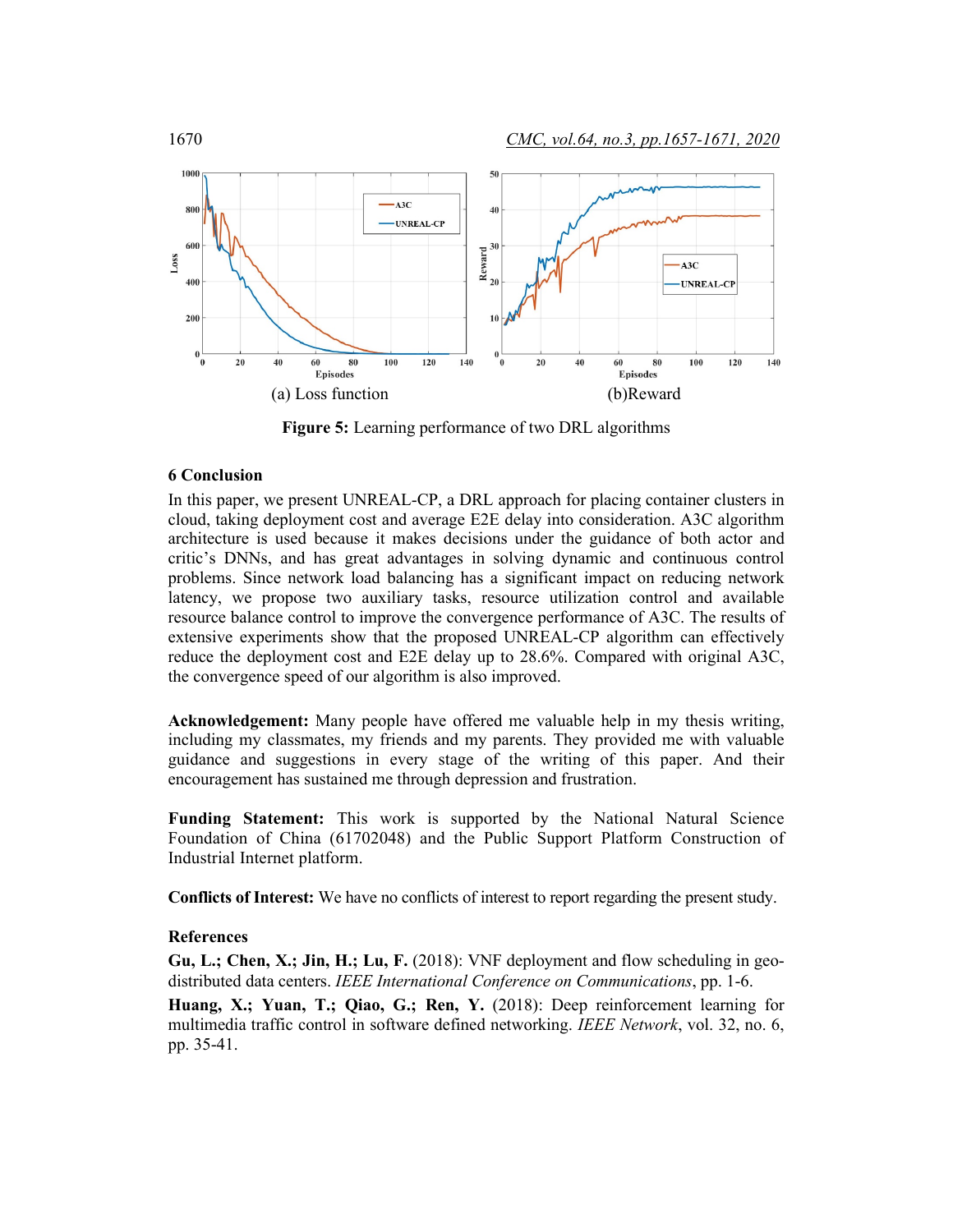(a) Loss function

(b)Reward

**Figure 5:** Learning performance of two DRL algorithms

## 6 Conclusion

In this paper, we present UNREAL-CP, a DRL approach for placing container clusters in cloud, taking deployment cost and average E2E delay into consideration. A3C algorithm architecture is used because it makes decisions under the guidance of both actor and critic's DNNs, and has great advantages in solving dynamic and continuous control problems. Since network load balancing has a significant impact on reducing network latency, we propose two auxiliary tasks, resource utilization control and available resource balance control to improve the convergence performance of A3C. The results of extensive experiments show that the proposed UNREAL-CP algorithm can effectively reduce the deployment cost and E2E delay up to 28.6%. Compared with original A3C, the convergence speed of our algorithm is also improved.

**Acknowledgement:** Many people have offered me valuable help in my thesis writing, including my classmates, my friends and my parents. They provided me with valuable guidance and suggestions in every stage of the writing of this paper. And their encouragement has sustained me through depression and frustration.

**Funding Statement:** This work is supported by the National Natural Science Foundation of China (61702048) and the Public Support Platform Construction of Industrial Internet platform.

**Conflicts of Interest:** We have no conflicts of interest to report regarding the present study.

## References

**Gu, L.; Chen, X.; Jin, H.; Lu, F.** (2018): VNF deployment and flow scheduling in geo-distributed data centers. *IEEE International Conference on Communications*, pp. 1-6.

**Huang, X.; Yuan, T.; Qiao, G.; Ren, Y.** (2018): Deep reinforcement learning for multimedia traffic control in software defined networking. *IEEE Network*, vol. 32, no. 6, pp. 35-41.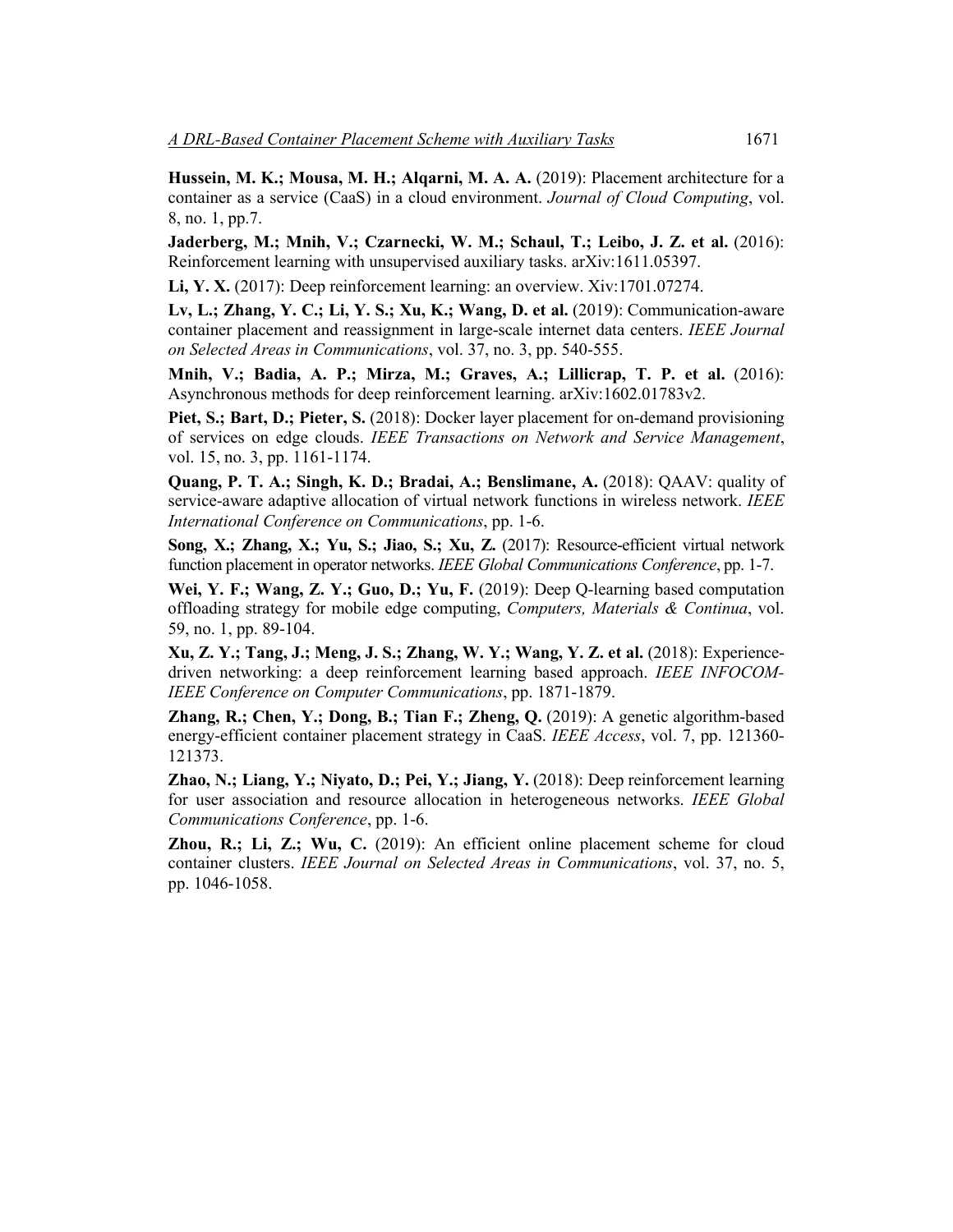**Hussein, M. K.; Mousa, M. H.; Alqarni, M. A. A.** (2019): Placement architecture for a container as a service (CaaS) in a cloud environment. *Journal of Cloud Computing*, vol. 8, no. 1, pp.7.

**Jaderberg, M.; Mnih, V.; Czarnecki, W. M.; Schaul, T.; Leibo, J. Z. et al.** (2016): Reinforcement learning with unsupervised auxiliary tasks. arXiv:1611.05397.

**Li, Y. X.** (2017): Deep reinforcement learning: an overview. Xiv:1701.07274.

**Lv, L.; Zhang, Y. C.; Li, Y. S.; Xu, K.; Wang, D. et al.** (2019): Communication-aware container placement and reassignment in large-scale internet data centers. *IEEE Journal on Selected Areas in Communications*, vol. 37, no. 3, pp. 540-555.

**Mnih, V.; Badia, A. P.; Mirza, M.; Graves, A.; Lillicrap, T. P. et al.** (2016): Asynchronous methods for deep reinforcement learning. arXiv:1602.01783v2.

**Piet, S.; Bart, D.; Pieter, S.** (2018): Docker layer placement for on-demand provisioning of services on edge clouds. *IEEE Transactions on Network and Service Management*, vol. 15, no. 3, pp. 1161-1174.

**Quang, P. T. A.; Singh, K. D.; Bradai, A.; Benslimane, A.** (2018): QAAV: quality of service-aware adaptive allocation of virtual network functions in wireless network. *IEEE International Conference on Communications*, pp. 1-6.

**Song, X.; Zhang, X.; Yu, S.; Jiao, S.; Xu, Z.** (2017): Resource-efficient virtual network function placement in operator networks. *IEEE Global Communications Conference*, pp. 1-7.

**Wei, Y. F.; Wang, Z. Y.; Guo, D.; Yu, F.** (2019): Deep Q-learning based computation offloading strategy for mobile edge computing, *Computers, Materials & Continua*, vol. 59, no. 1, pp. 89-104.

**Xu, Z. Y.; Tang, J.; Meng, J. S.; Zhang, W. Y.; Wang, Y. Z. et al.** (2018): Experience-driven networking: a deep reinforcement learning based approach. *IEEE INFOCOM-IEEE Conference on Computer Communications*, pp. 1871-1879.

**Zhang, R.; Chen, Y.; Dong, B.; Tian F.; Zheng, Q.** (2019): A genetic algorithm-based energy-efficient container placement strategy in CaaS. *IEEE Access*, vol. 7, pp. 121360-121373.

**Zhao, N.; Liang, Y.; Niyato, D.; Pei, Y.; Jiang, Y.** (2018): Deep reinforcement learning for user association and resource allocation in heterogeneous networks. *IEEE Global Communications Conference*, pp. 1-6.

**Zhou, R.; Li, Z.; Wu, C.** (2019): An efficient online placement scheme for cloud container clusters. *IEEE Journal on Selected Areas in Communications*, vol. 37, no. 5, pp. 1046-1058.